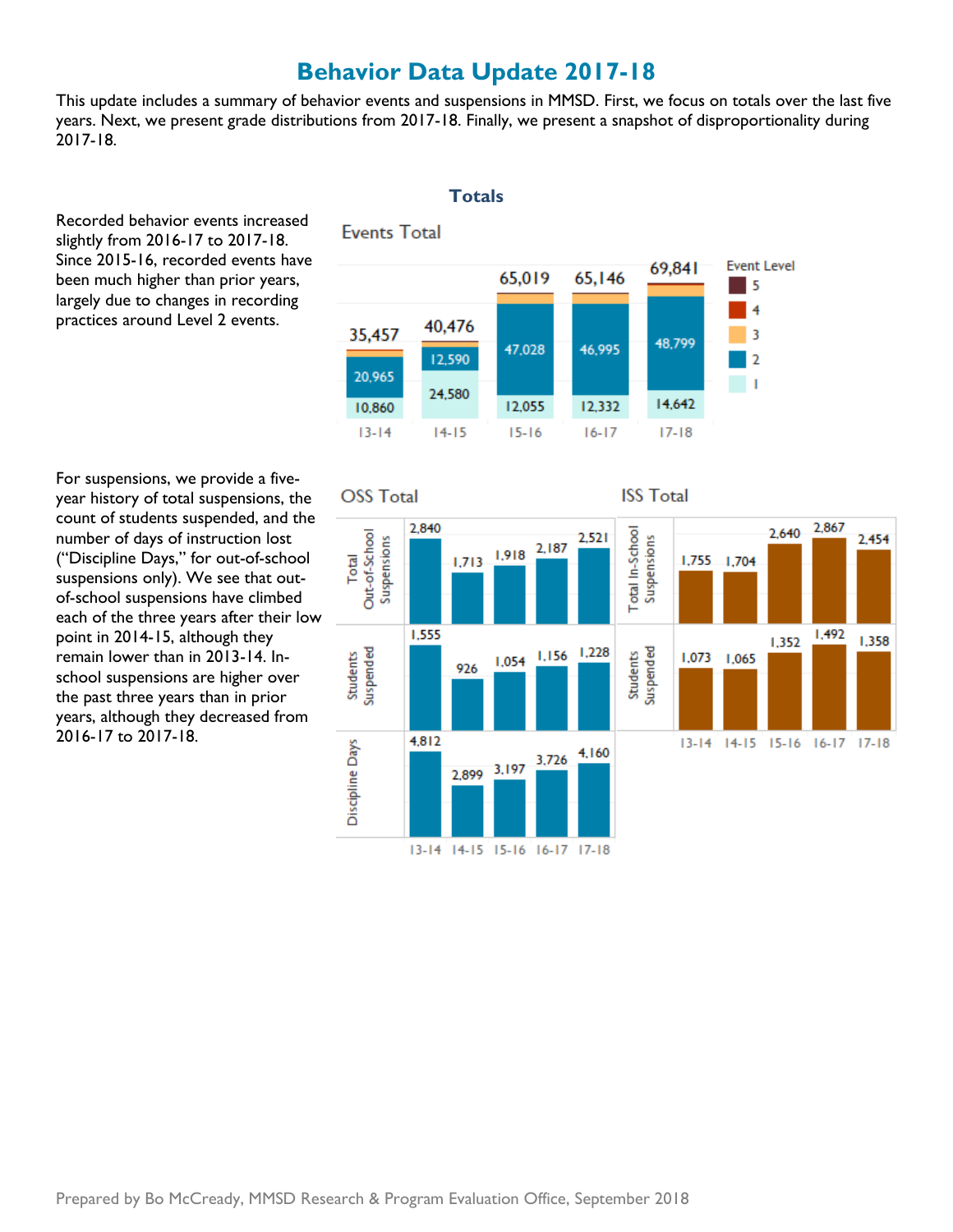# Behavior Data Update 2017-18

This update includes a summary of behavior events and suspensions in MMSD. First, we focus on totals over the last five years. Next, we present grade distributions from 2017-18. Finally, we present a snapshot of disproportionality during 2017-18.

## Totals

Recorded behavior events increased slightly from 2016-17 to 2017-18. Since 2015-16, recorded events have been much higher than prior years, largely due to changes in recording practices around Level 2 events.

**Events Total**

| | 13-14 | 14-15 | 15-16 | 16-17 | 17-18 |
|---|---|---|---|---|---|
| Total | 35,457 | 40,476 | 65,019 | 65,146 | 69,841 |
| Level 2 | 20,965 | 12,590 | 47,028 | 46,995 | 48,799 |
| Level 1 | 10,860 | 24,580 | 12,055 | 12,332 | 14,642 |

Event Level: 5, 4, 3, 2, 1

For suspensions, we provide a five-year history of total suspensions, the count of students suspended, and the number of days of instruction lost ("Discipline Days," for out-of-school suspensions only). We see that out-of-school suspensions have climbed each of the three years after their low point in 2014-15, although they remain lower than in 2013-14. In-school suspensions are higher over the past three years than in prior years, although they decreased from 2016-17 to 2017-18.

**OSS Total**

| | 13-14 | 14-15 | 15-16 | 16-17 | 17-18 |
|---|---|---|---|---|---|
| Total Out-of-School Suspensions | 2,840 | 1,713 | 1,918 | 2,187 | 2,521 |
| Students Suspended | 1,555 | 926 | 1,054 | 1,156 | 1,228 |
| Discipline Days | 4,812 | 2,899 | 3,197 | 3,726 | 4,160 |

**ISS Total**

| | 13-14 | 14-15 | 15-16 | 16-17 | 17-18 |
|---|---|---|---|---|---|
| Total In-School Suspensions | 1,755 | 1,704 | 2,640 | 2,867 | 2,454 |
| Students Suspended | 1,073 | 1,065 | 1,352 | 1,492 | 1,358 |

Prepared by Bo McCready, MMSD Research & Program Evaluation Office, September 2018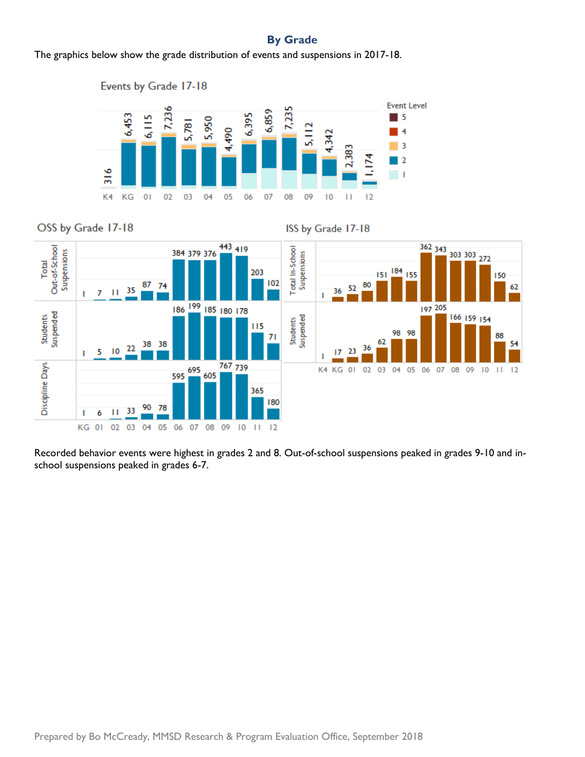## By Grade

The graphics below show the grade distribution of events and suspensions in 2017-18.

Recorded behavior events were highest in grades 2 and 8. Out-of-school suspensions peaked in grades 9-10 and in-school suspensions peaked in grades 6-7.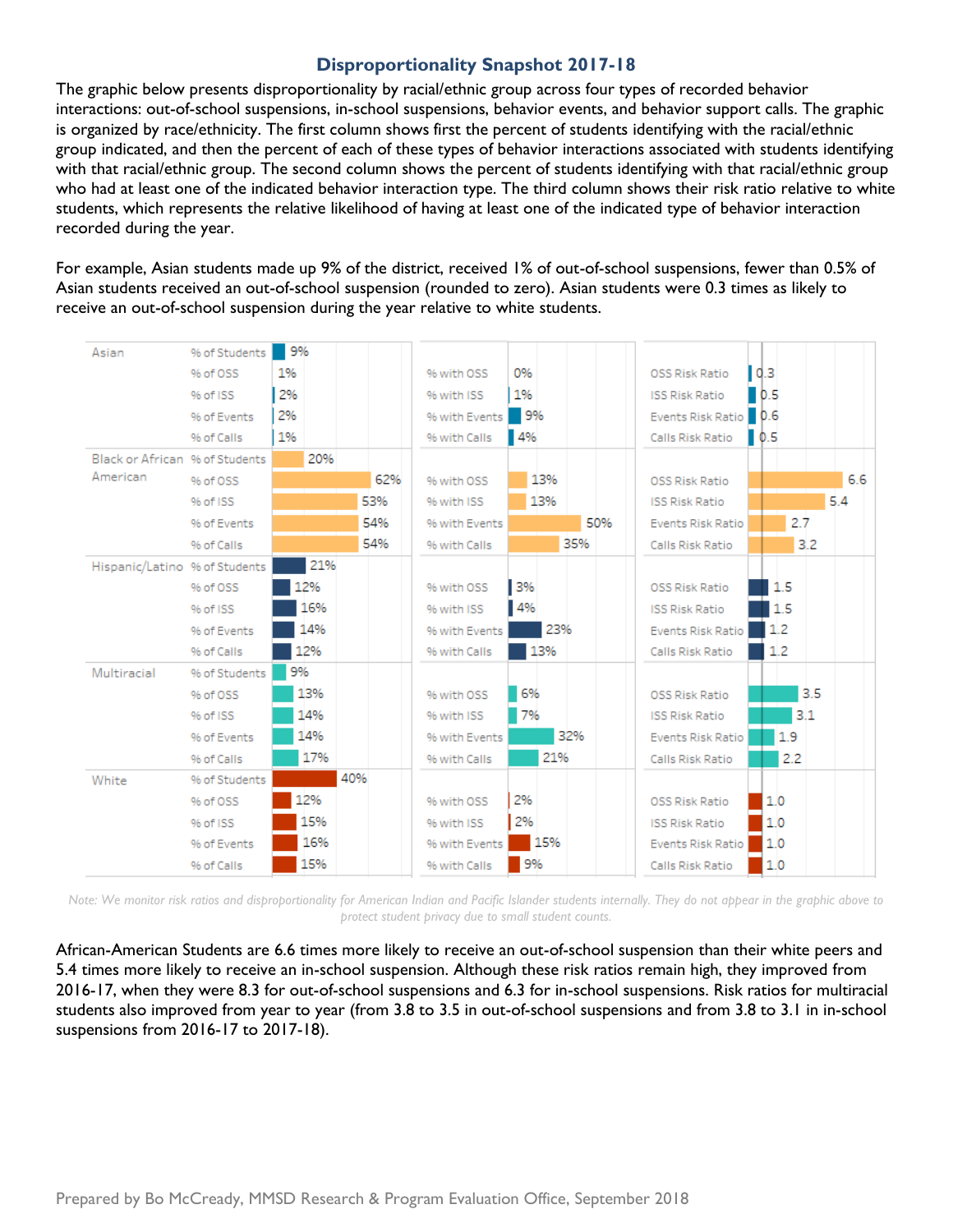## Disproportionality Snapshot 2017-18

The graphic below presents disproportionality by racial/ethnic group across four types of recorded behavior interactions: out-of-school suspensions, in-school suspensions, behavior events, and behavior support calls. The graphic is organized by race/ethnicity. The first column shows first the percent of students identifying with the racial/ethnic group indicated, and then the percent of each of these types of behavior interactions associated with students identifying with that racial/ethnic group. The second column shows the percent of students identifying with that racial/ethnic group who had at least one of the indicated behavior interaction type. The third column shows their risk ratio relative to white students, which represents the relative likelihood of having at least one of the indicated type of behavior interaction recorded during the year.

For example, Asian students made up 9% of the district, received 1% of out-of-school suspensions, fewer than 0.5% of Asian students received an out-of-school suspension (rounded to zero). Asian students were 0.3 times as likely to receive an out-of-school suspension during the year relative to white students.

| Group | Measure | Value | Measure | Value | Measure | Value |
|---|---|---|---|---|---|---|
| Asian | % of Students | 9% | | | | |
| | % of OSS | 1% | % with OSS | 0% | OSS Risk Ratio | 0.3 |
| | % of ISS | 2% | % with ISS | 1% | ISS Risk Ratio | 0.5 |
| | % of Events | 2% | % with Events | 9% | Events Risk Ratio | 0.6 |
| | % of Calls | 1% | % with Calls | 4% | Calls Risk Ratio | 0.5 |
| Black or African American | % of Students | 20% | | | | |
| | % of OSS | 62% | % with OSS | 13% | OSS Risk Ratio | 6.6 |
| | % of ISS | 53% | % with ISS | 13% | ISS Risk Ratio | 5.4 |
| | % of Events | 54% | % with Events | 50% | Events Risk Ratio | 2.7 |
| | % of Calls | 54% | % with Calls | 35% | Calls Risk Ratio | 3.2 |
| Hispanic/Latino | % of Students | 21% | | | | |
| | % of OSS | 12% | % with OSS | 3% | OSS Risk Ratio | 1.5 |
| | % of ISS | 16% | % with ISS | 4% | ISS Risk Ratio | 1.5 |
| | % of Events | 14% | % with Events | 23% | Events Risk Ratio | 1.2 |
| | % of Calls | 12% | % with Calls | 13% | Calls Risk Ratio | 1.2 |
| Multiracial | % of Students | 9% | | | | |
| | % of OSS | 13% | % with OSS | 6% | OSS Risk Ratio | 3.5 |
| | % of ISS | 14% | % with ISS | 7% | ISS Risk Ratio | 3.1 |
| | % of Events | 14% | % with Events | 32% | Events Risk Ratio | 1.9 |
| | % of Calls | 17% | % with Calls | 21% | Calls Risk Ratio | 2.2 |
| White | % of Students | 40% | | | | |
| | % of OSS | 12% | % with OSS | 2% | OSS Risk Ratio | 1.0 |
| | % of ISS | 15% | % with ISS | 2% | ISS Risk Ratio | 1.0 |
| | % of Events | 16% | % with Events | 15% | Events Risk Ratio | 1.0 |
| | % of Calls | 15% | % with Calls | 9% | Calls Risk Ratio | 1.0 |

*Note: We monitor risk ratios and disproportionality for American Indian and Pacific Islander students internally. They do not appear in the graphic above to protect student privacy due to small student counts.*

African-American Students are 6.6 times more likely to receive an out-of-school suspension than their white peers and 5.4 times more likely to receive an in-school suspension. Although these risk ratios remain high, they improved from 2016-17, when they were 8.3 for out-of-school suspensions and 6.3 for in-school suspensions. Risk ratios for multiracial students also improved from year to year (from 3.8 to 3.5 in out-of-school suspensions and from 3.8 to 3.1 in in-school suspensions from 2016-17 to 2017-18).

Prepared by Bo McCready, MMSD Research & Program Evaluation Office, September 2018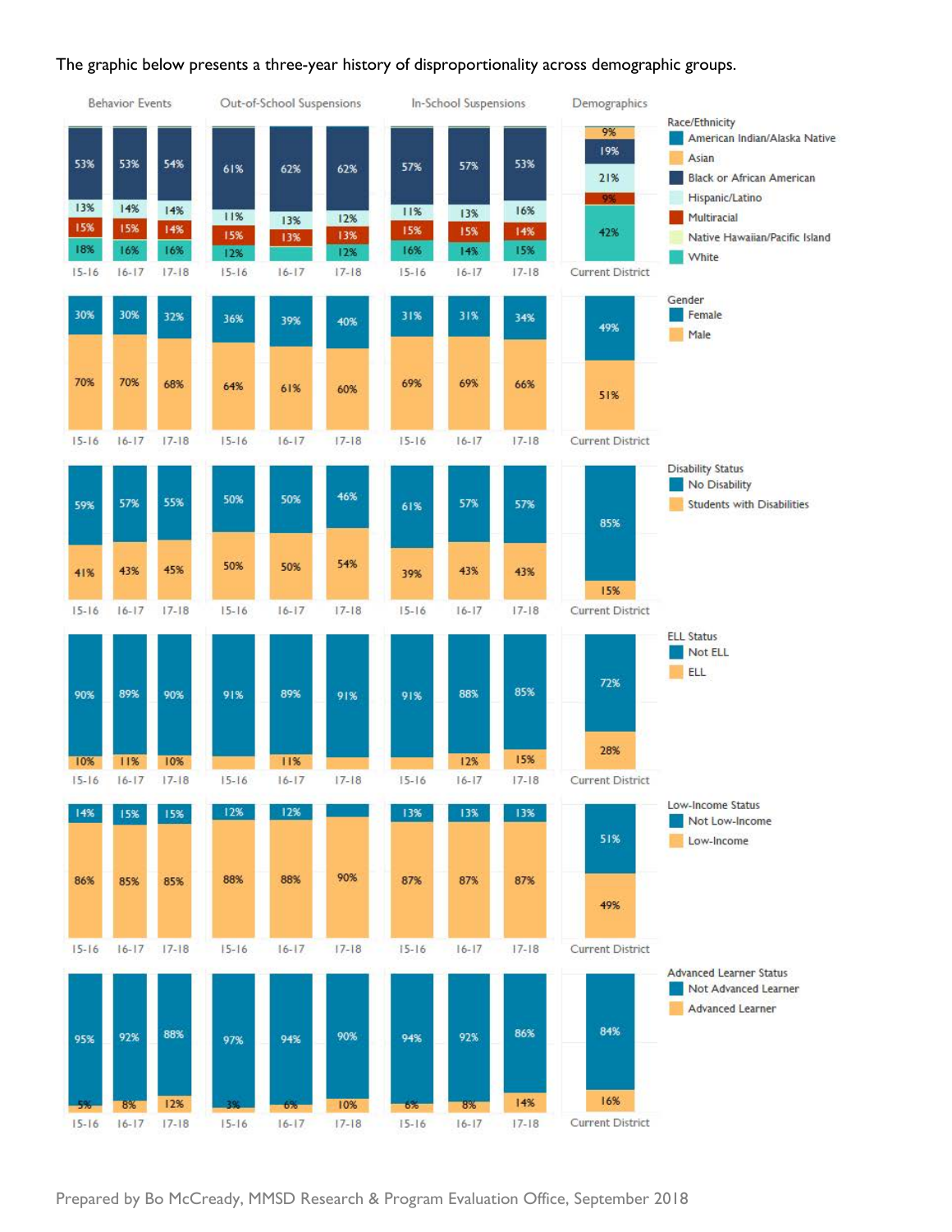The graphic below presents a three-year history of disproportionality across demographic groups.

Behavior Events
Out-of-School Suspensions
In-School Suspensions
Demographics

Race/Ethnicity
American Indian/Alaska Native
Asian
Black or African American
Hispanic/Latino
Multiracial
Native Hawaiian/Pacific Island
White

53% 53% 54% 61% 62% 62% 57% 57% 53% 9% 19% 21% 9% 42%
13% 14% 14% 11% 13% 12% 11% 13% 16%
15% 15% 14% 15% 13% 13% 15% 15% 14%
18% 16% 16% 12% 12% 16% 14% 15%
15-16 16-17 17-18 15-16 16-17 17-18 15-16 16-17 17-18 Current District

Gender
Female
Male

30% 30% 32% 36% 39% 40% 31% 31% 34% 49%
70% 70% 68% 64% 61% 60% 69% 69% 66% 51%
15-16 16-17 17-18 15-16 16-17 17-18 15-16 16-17 17-18 Current District

Disability Status
No Disability
Students with Disabilities

59% 57% 55% 50% 50% 46% 61% 57% 57% 85%
41% 43% 45% 50% 50% 54% 39% 43% 43% 15%
15-16 16-17 17-18 15-16 16-17 17-18 15-16 16-17 17-18 Current District

ELL Status
Not ELL
ELL

90% 89% 90% 91% 89% 91% 91% 88% 85% 72%
10% 11% 10% 11% 12% 15% 28%
15-16 16-17 17-18 15-16 16-17 17-18 15-16 16-17 17-18 Current District

Low-Income Status
Not Low-Income
Low-Income

14% 15% 15% 12% 12% 13% 13% 13% 51%
86% 85% 85% 88% 88% 90% 87% 87% 87% 49%
15-16 16-17 17-18 15-16 16-17 17-18 15-16 16-17 17-18 Current District

Advanced Learner Status
Not Advanced Learner
Advanced Learner

95% 92% 88% 97% 94% 90% 94% 92% 86% 84%
5% 8% 12% 3% 6% 10% 6% 8% 14% 16%
15-16 16-17 17-18 15-16 16-17 17-18 15-16 16-17 17-18 Current District

Prepared by Bo McCready, MMSD Research & Program Evaluation Office, September 2018